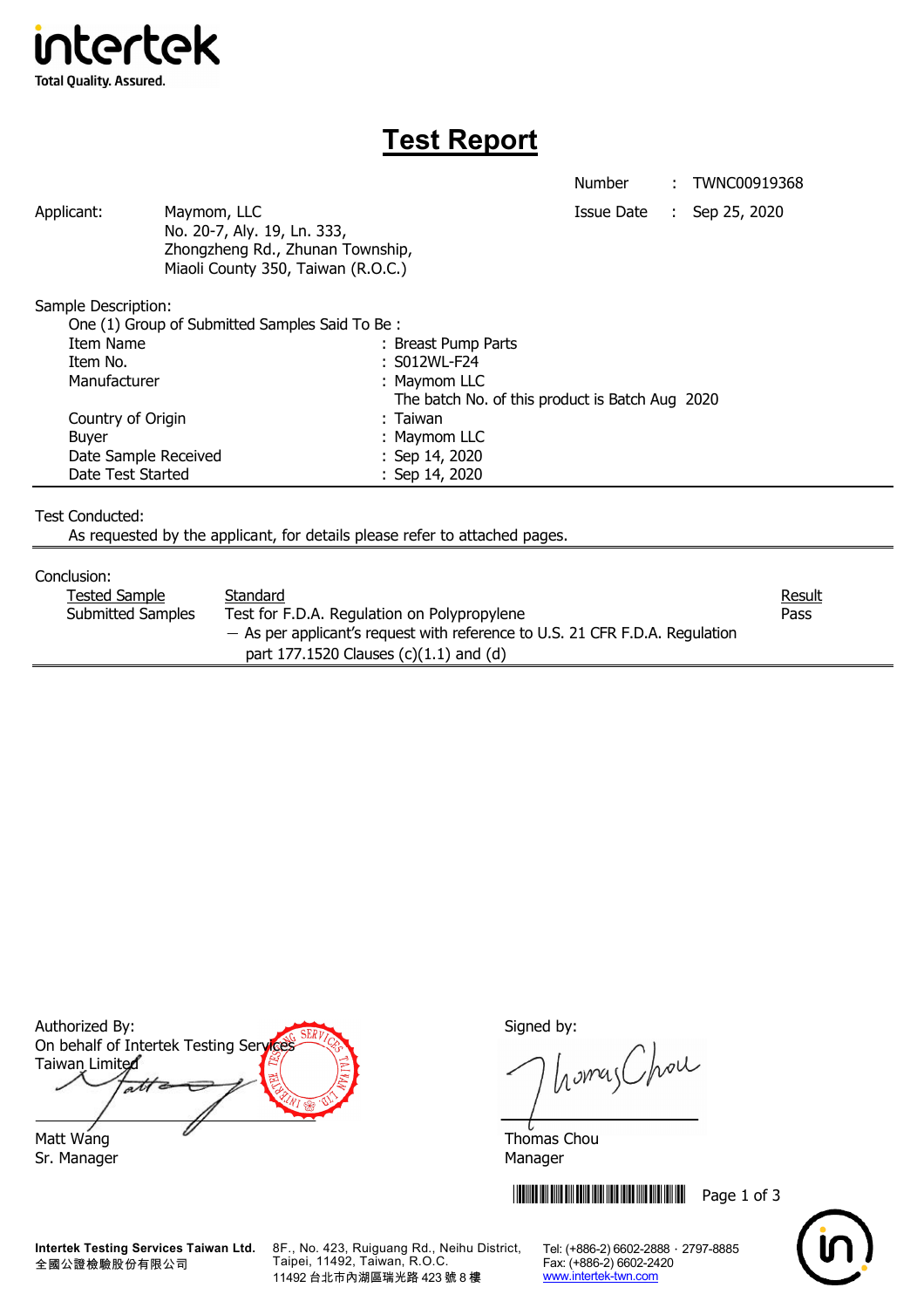intertek
Total Quality. Assured.

# Test Report

| | | |
|---|---|---|
| Number | : | TWNC00919368 |
| Issue Date | : | Sep 25, 2020 |

Applicant: Maymom, LLC
No. 20-7, Aly. 19, Ln. 333,
Zhongzheng Rd., Zhunan Township,
Miaoli County 350, Taiwan (R.O.C.)

Sample Description:
One (1) Group of Submitted Samples Said To Be :

| | |
|---|---|
| Item Name | : Breast Pump Parts |
| Item No. | : S012WL-F24 |
| Manufacturer | : Maymom LLC<br>The batch No. of this product is Batch Aug 2020 |
| Country of Origin | : Taiwan |
| Buyer | : Maymom LLC |
| Date Sample Received | : Sep 14, 2020 |
| Date Test Started | : Sep 14, 2020 |

Test Conducted:
As requested by the applicant, for details please refer to attached pages.

Conclusion:

| Tested Sample | Standard | Result |
|---|---|---|
| Submitted Samples | Test for F.D.A. Regulation on Polypropylene<br>— As per applicant's request with reference to U.S. 21 CFR F.D.A. Regulation part 177.1520 Clauses (c)(1.1) and (d) | Pass |

Authorized By:
On behalf of Intertek Testing Services Taiwan Limited

Matt Wang
Sr. Manager

Signed by:

Thomas Chou
Manager

**Intertek Testing Services Taiwan Ltd.**
全國公證檢驗股份有限公司
8F., No. 423, Ruiguang Rd., Neihu District, Taipei, 11492, Taiwan, R.O.C.
11492 台北市內湖區瑞光路 423 號 8 樓
Tel: (+886-2) 6602-2888 · 2797-8885
Fax: (+886-2) 6602-2420
www.intertek-twn.com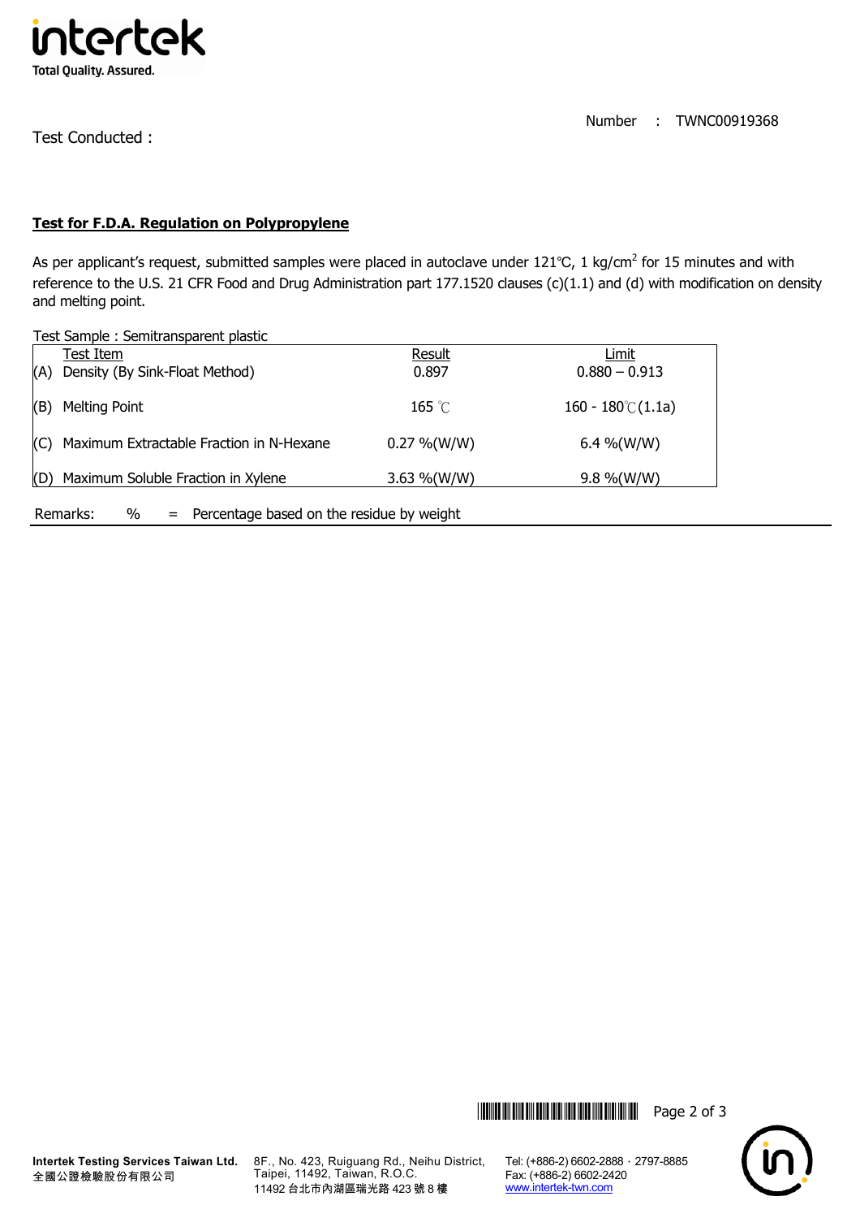Number : TWNC00919368

Test Conducted :

**Test for F.D.A. Regulation on Polypropylene**

As per applicant's request, submitted samples were placed in autoclave under 121℃, 1 kg/cm$^2$ for 15 minutes and with reference to the U.S. 21 CFR Food and Drug Administration part 177.1520 clauses (c)(1.1) and (d) with modification on density and melting point.

Test Sample : Semitransparent plastic

| | Test Item | Result | Limit |
|---|---|---|---|
| (A) | Density (By Sink-Float Method) | 0.897 | 0.880 – 0.913 |
| (B) | Melting Point | 165 ℃ | 160 - 180℃(1.1a) |
| (C) | Maximum Extractable Fraction in N-Hexane | 0.27 %(W/W) | 6.4 %(W/W) |
| (D) | Maximum Soluble Fraction in Xylene | 3.63 %(W/W) | 9.8 %(W/W) |

Remarks: % = Percentage based on the residue by weight

Intertek Testing Services Taiwan Ltd.
全國公證檢驗股份有限公司

8F., No. 423, Ruiguang Rd., Neihu District, Taipei, 11492, Taiwan, R.O.C.
11492 台北市內湖區瑞光路 423 號 8 樓

Tel: (+886-2) 6602-2888 · 2797-8885
Fax: (+886-2) 6602-2420
www.intertek-twn.com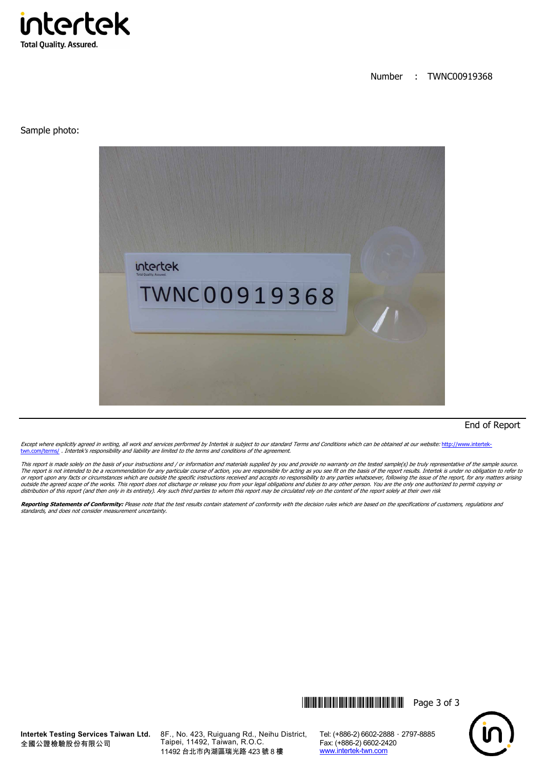Number : TWNC00919368

Sample photo:

End of Report

*Except where explicitly agreed in writing, all work and services performed by Intertek is subject to our standard Terms and Conditions which can be obtained at our website: http://www.intertek-twn.com/terms/ . Intertek's responsibility and liability are limited to the terms and conditions of the agreement.*

*This report is made solely on the basis of your instructions and / or information and materials supplied by you and provide no warranty on the tested sample(s) be truly representative of the sample source. The report is not intended to be a recommendation for any particular course of action, you are responsible for acting as you see fit on the basis of the report results. Intertek is under no obligation to refer to or report upon any facts or circumstances which are outside the specific instructions received and accepts no responsibility to any parties whatsoever, following the issue of the report, for any matters arising outside the agreed scope of the works. This report does not discharge or release you from your legal obligations and duties to any other person. You are the only one authorized to permit copying or distribution of this report (and then only in its entirety). Any such third parties to whom this report may be circulated rely on the content of the report solely at their own risk*

***Reporting Statements of Conformity:** Please note that the test results contain statement of conformity with the decision rules which are based on the specifications of customers, regulations and standards, and does not consider measurement uncertainty.*

**Intertek Testing Services Taiwan Ltd.**
全國公證檢驗股份有限公司

8F., No. 423, Ruiguang Rd., Neihu District, Taipei, 11492, Taiwan, R.O.C.
11492 台北市內湖區瑞光路 423 號 8 樓

Tel: (+886-2) 6602-2888 · 2797-8885
Fax: (+886-2) 6602-2420
www.intertek-twn.com